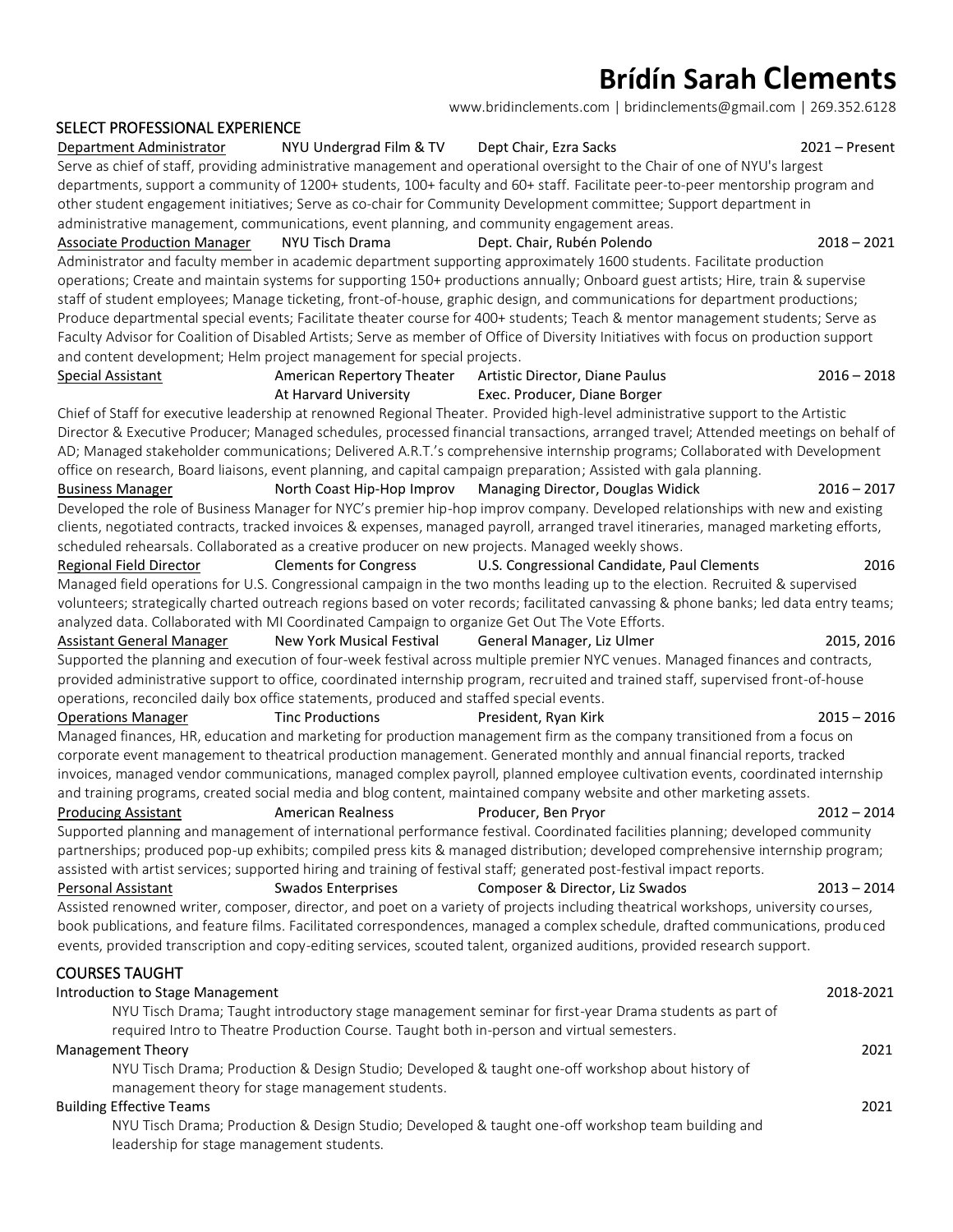# Brídín Sarah Clements

www.bridinclements.com | bridinclements@gmail.com | 269.352.6128

## SELECT PROFESSIONAL EXPERIENCE

**Department Administrator** | NYU Undergrad Film & TV | Dept Chair, Ezra Sacks | 2021 – Present

Serve as chief of staff, providing administrative management and operational oversight to the Chair of one of NYU's largest departments, support a community of 1200+ students, 100+ faculty and 60+ staff. Facilitate peer-to-peer mentorship program and other student engagement initiatives; Serve as co-chair for Community Development committee; Support department in administrative management, communications, event planning, and community engagement areas.

**Associate Production Manager** | NYU Tisch Drama | Dept. Chair, Rubén Polendo | 2018 – 2021

Administrator and faculty member in academic department supporting approximately 1600 students. Facilitate production operations; Create and maintain systems for supporting 150+ productions annually; Onboard guest artists; Hire, train & supervise staff of student employees; Manage ticketing, front-of-house, graphic design, and communications for department productions; Produce departmental special events; Facilitate theater course for 400+ students; Teach & mentor management students; Serve as Faculty Advisor for Coalition of Disabled Artists; Serve as member of Office of Diversity Initiatives with focus on production support and content development; Helm project management for special projects.

**Special Assistant** | American Repertory Theater At Harvard University | Artistic Director, Diane Paulus; Exec. Producer, Diane Borger | 2016 – 2018

Chief of Staff for executive leadership at renowned Regional Theater. Provided high-level administrative support to the Artistic Director & Executive Producer; Managed schedules, processed financial transactions, arranged travel; Attended meetings on behalf of AD; Managed stakeholder communications; Delivered A.R.T.'s comprehensive internship programs; Collaborated with Development office on research, Board liaisons, event planning, and capital campaign preparation; Assisted with gala planning.

**Business Manager** | North Coast Hip-Hop Improv | Managing Director, Douglas Widick | 2016 – 2017

Developed the role of Business Manager for NYC's premier hip-hop improv company. Developed relationships with new and existing clients, negotiated contracts, tracked invoices & expenses, managed payroll, arranged travel itineraries, managed marketing efforts, scheduled rehearsals. Collaborated as a creative producer on new projects. Managed weekly shows.

**Regional Field Director** | Clements for Congress | U.S. Congressional Candidate, Paul Clements | 2016

Managed field operations for U.S. Congressional campaign in the two months leading up to the election. Recruited & supervised volunteers; strategically charted outreach regions based on voter records; facilitated canvassing & phone banks; led data entry teams; analyzed data. Collaborated with MI Coordinated Campaign to organize Get Out The Vote Efforts.

**Assistant General Manager** | New York Musical Festival | General Manager, Liz Ulmer | 2015, 2016

Supported the planning and execution of four-week festival across multiple premier NYC venues. Managed finances and contracts, provided administrative support to office, coordinated internship program, recruited and trained staff, supervised front-of-house operations, reconciled daily box office statements, produced and staffed special events.

**Operations Manager** | Tinc Productions | President, Ryan Kirk | 2015 – 2016

Managed finances, HR, education and marketing for production management firm as the company transitioned from a focus on corporate event management to theatrical production management. Generated monthly and annual financial reports, tracked invoices, managed vendor communications, managed complex payroll, planned employee cultivation events, coordinated internship and training programs, created social media and blog content, maintained company website and other marketing assets.

**Producing Assistant** | American Realness | Producer, Ben Pryor | 2012 – 2014

Supported planning and management of international performance festival. Coordinated facilities planning; developed community partnerships; produced pop-up exhibits; compiled press kits & managed distribution; developed comprehensive internship program; assisted with artist services; supported hiring and training of festival staff; generated post-festival impact reports.

**Personal Assistant** | Swados Enterprises | Composer & Director, Liz Swados | 2013 – 2014

Assisted renowned writer, composer, director, and poet on a variety of projects including theatrical workshops, university courses, book publications, and feature films. Facilitated correspondences, managed a complex schedule, drafted communications, produced events, provided transcription and copy-editing services, scouted talent, organized auditions, provided research support.

## COURSES TAUGHT

**Introduction to Stage Management** — 2018-2021

NYU Tisch Drama; Taught introductory stage management seminar for first-year Drama students as part of required Intro to Theatre Production Course. Taught both in-person and virtual semesters.

**Management Theory** — 2021

NYU Tisch Drama; Production & Design Studio; Developed & taught one-off workshop about history of management theory for stage management students.

**Building Effective Teams** — 2021

NYU Tisch Drama; Production & Design Studio; Developed & taught one-off workshop team building and leadership for stage management students.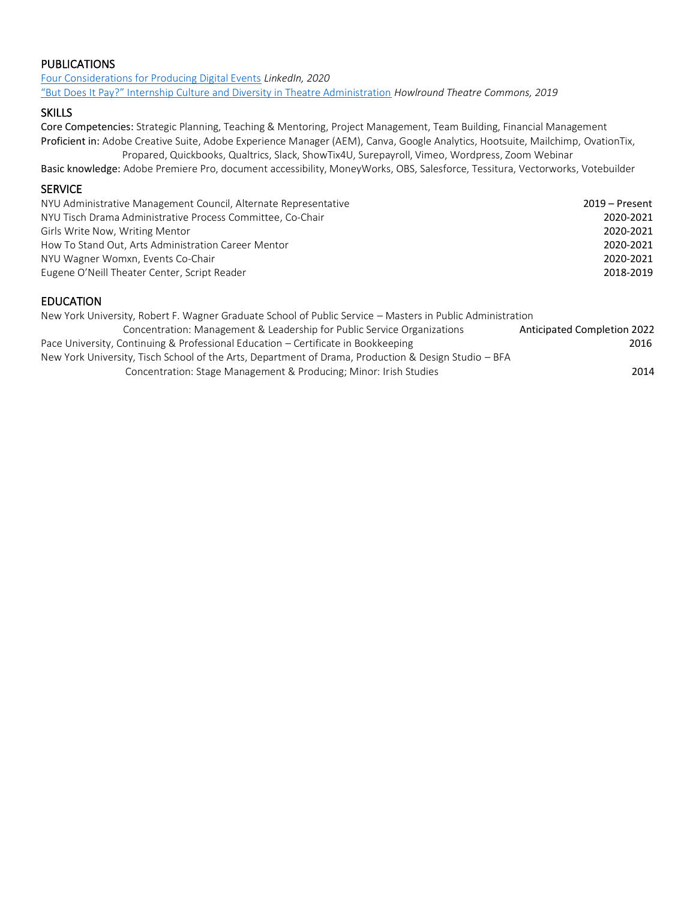## PUBLICATIONS

Four Considerations for Producing Digital Events *LinkedIn, 2020*
"But Does It Pay?" Internship Culture and Diversity in Theatre Administration *Howlround Theatre Commons, 2019*

## SKILLS

**Core Competencies:** Strategic Planning, Teaching & Mentoring, Project Management, Team Building, Financial Management
**Proficient in:** Adobe Creative Suite, Adobe Experience Manager (AEM), Canva, Google Analytics, Hootsuite, Mailchimp, OvationTix, Propared, Quickbooks, Qualtrics, Slack, ShowTix4U, Surepayroll, Vimeo, Wordpress, Zoom Webinar
**Basic knowledge:** Adobe Premiere Pro, document accessibility, MoneyWorks, OBS, Salesforce, Tessitura, Vectorworks, Votebuilder

## SERVICE

| | |
|---|---|
| NYU Administrative Management Council, Alternate Representative | 2019 – Present |
| NYU Tisch Drama Administrative Process Committee, Co-Chair | 2020-2021 |
| Girls Write Now, Writing Mentor | 2020-2021 |
| How To Stand Out, Arts Administration Career Mentor | 2020-2021 |
| NYU Wagner Womxn, Events Co-Chair | 2020-2021 |
| Eugene O'Neill Theater Center, Script Reader | 2018-2019 |

## EDUCATION

New York University, Robert F. Wagner Graduate School of Public Service – Masters in Public Administration
Concentration: Management & Leadership for Public Service Organizations — **Anticipated Completion 2022**

Pace University, Continuing & Professional Education – Certificate in Bookkeeping — 2016

New York University, Tisch School of the Arts, Department of Drama, Production & Design Studio – BFA
Concentration: Stage Management & Producing; Minor: Irish Studies — 2014